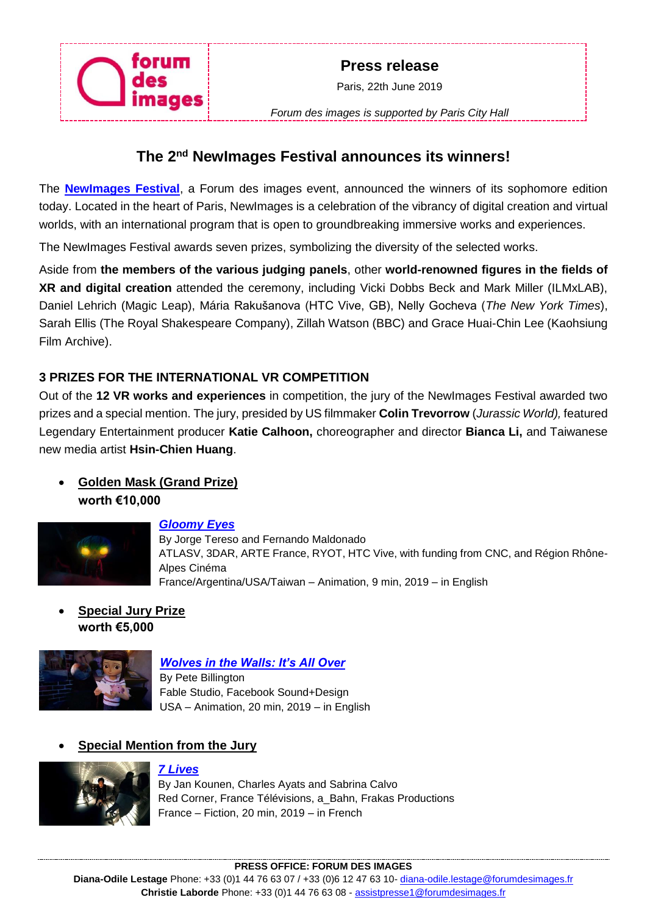**Press release**

Paris, 22th June 2019

*Forum des images is supported by Paris City Hall*

# The 2nd NewImages Festival announces its winners!

The **NewImages Festival**, a Forum des images event, announced the winners of its sophomore edition today. Located in the heart of Paris, NewImages is a celebration of the vibrancy of digital creation and virtual worlds, with an international program that is open to groundbreaking immersive works and experiences.

The NewImages Festival awards seven prizes, symbolizing the diversity of the selected works.

Aside from **the members of the various judging panels**, other **world-renowned figures in the fields of XR and digital creation** attended the ceremony, including Vicki Dobbs Beck and Mark Miller (ILMxLAB), Daniel Lehrich (Magic Leap), Mária Rakušanova (HTC Vive, GB), Nelly Gocheva (*The New York Times*), Sarah Ellis (The Royal Shakespeare Company), Zillah Watson (BBC) and Grace Huai-Chin Lee (Kaohsiung Film Archive).

## 3 PRIZES FOR THE INTERNATIONAL VR COMPETITION

Out of the **12 VR works and experiences** in competition, the jury of the NewImages Festival awarded two prizes and a special mention. The jury, presided by US filmmaker **Colin Trevorrow** (*Jurassic World),* featured Legendary Entertainment producer **Katie Calhoon,** choreographer and director **Bianca Li,** and Taiwanese new media artist **Hsin-Chien Huang**.

- **Golden Mask (Grand Prize)**
  **worth €10,000**

***Gloomy Eyes***
By Jorge Tereso and Fernando Maldonado
ATLASV, 3DAR, ARTE France, RYOT, HTC Vive, with funding from CNC, and Région Rhône-Alpes Cinéma
France/Argentina/USA/Taiwan – Animation, 9 min, 2019 – in English

- **Special Jury Prize**
  **worth €5,000**

***Wolves in the Walls: It's All Over***
By Pete Billington
Fable Studio, Facebook Sound+Design
USA – Animation, 20 min, 2019 – in English

- **Special Mention from the Jury**

***7 Lives***
By Jan Kounen, Charles Ayats and Sabrina Calvo
Red Corner, France Télévisions, a_Bahn, Frakas Productions
France – Fiction, 20 min, 2019 – in French

**PRESS OFFICE: FORUM DES IMAGES**
**Diana-Odile Lestage** Phone: +33 (0)1 44 76 63 07 / +33 (0)6 12 47 63 10- diana-odile.lestage@forumdesimages.fr
**Christie Laborde** Phone: +33 (0)1 44 76 63 08 - assistpresse1@forumdesimages.fr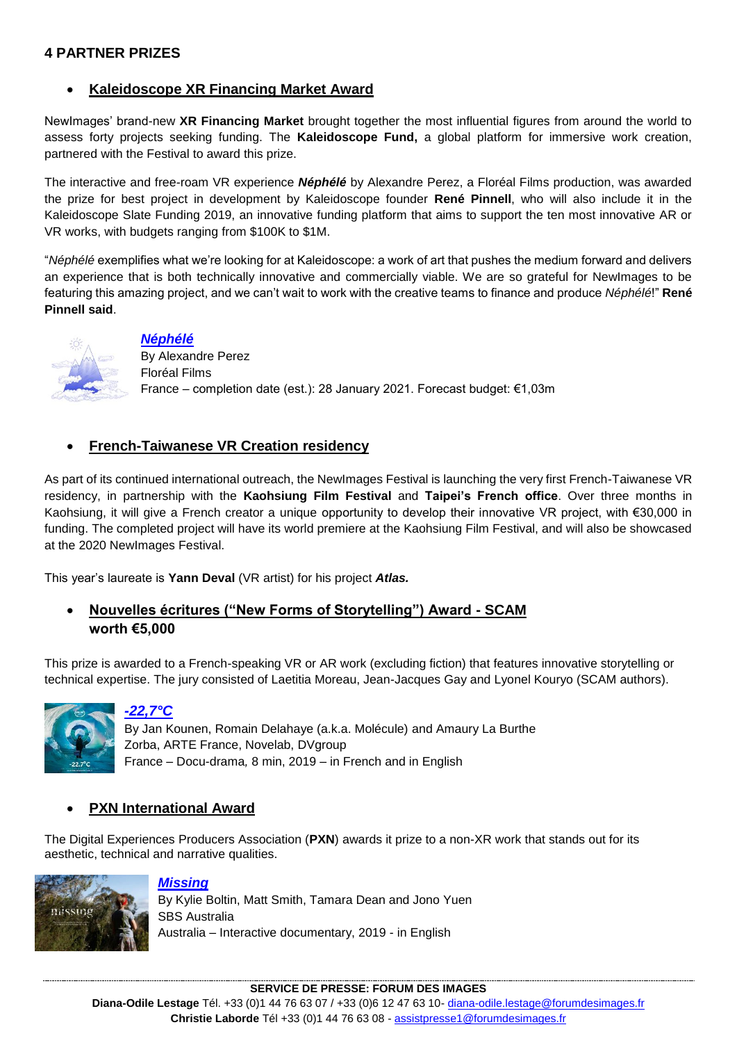## 4 PARTNER PRIZES

- **Kaleidoscope XR Financing Market Award**

NewImages' brand-new **XR Financing Market** brought together the most influential figures from around the world to assess forty projects seeking funding. The **Kaleidoscope Fund,** a global platform for immersive work creation, partnered with the Festival to award this prize.

The interactive and free-roam VR experience ***Néphélé*** by Alexandre Perez, a Floréal Films production, was awarded the prize for best project in development by Kaleidoscope founder **René Pinnell**, who will also include it in the Kaleidoscope Slate Funding 2019, an innovative funding platform that aims to support the ten most innovative AR or VR works, with budgets ranging from $100K to $1M.

"*Néphélé* exemplifies what we're looking for at Kaleidoscope: a work of art that pushes the medium forward and delivers an experience that is both technically innovative and commercially viable. We are so grateful for NewImages to be featuring this amazing project, and we can't wait to work with the creative teams to finance and produce *Néphélé*!" **René Pinnell said**.

***Néphélé***
By Alexandre Perez
Floréal Films
France – completion date (est.): 28 January 2021. Forecast budget: €1,03m

- **French-Taiwanese VR Creation residency**

As part of its continued international outreach, the NewImages Festival is launching the very first French-Taiwanese VR residency, in partnership with the **Kaohsiung Film Festival** and **Taipei's French office**. Over three months in Kaohsiung, it will give a French creator a unique opportunity to develop their innovative VR project, with €30,000 in funding. The completed project will have its world premiere at the Kaohsiung Film Festival, and will also be showcased at the 2020 NewImages Festival.

This year's laureate is **Yann Deval** (VR artist) for his project ***Atlas.***

- **Nouvelles écritures ("New Forms of Storytelling") Award - SCAM worth €5,000**

This prize is awarded to a French-speaking VR or AR work (excluding fiction) that features innovative storytelling or technical expertise. The jury consisted of Laetitia Moreau, Jean-Jacques Gay and Lyonel Kouryo (SCAM authors).

***-22,7°C***
By Jan Kounen, Romain Delahaye (a.k.a. Molécule) and Amaury La Burthe
Zorba, ARTE France, Novelab, DVgroup
France – Docu-drama*,* 8 min, 2019 – in French and in English

- **PXN International Award**

The Digital Experiences Producers Association (**PXN**) awards it prize to a non-XR work that stands out for its aesthetic, technical and narrative qualities.

***Missing***
By Kylie Boltin, Matt Smith, Tamara Dean and Jono Yuen
SBS Australia
Australia – Interactive documentary, 2019 - in English

**SERVICE DE PRESSE: FORUM DES IMAGES**
**Diana-Odile Lestage** Tél. +33 (0)1 44 76 63 07 / +33 (0)6 12 47 63 10- diana-odile.lestage@forumdesimages.fr
**Christie Laborde** Tél +33 (0)1 44 76 63 08 - assistpresse1@forumdesimages.fr